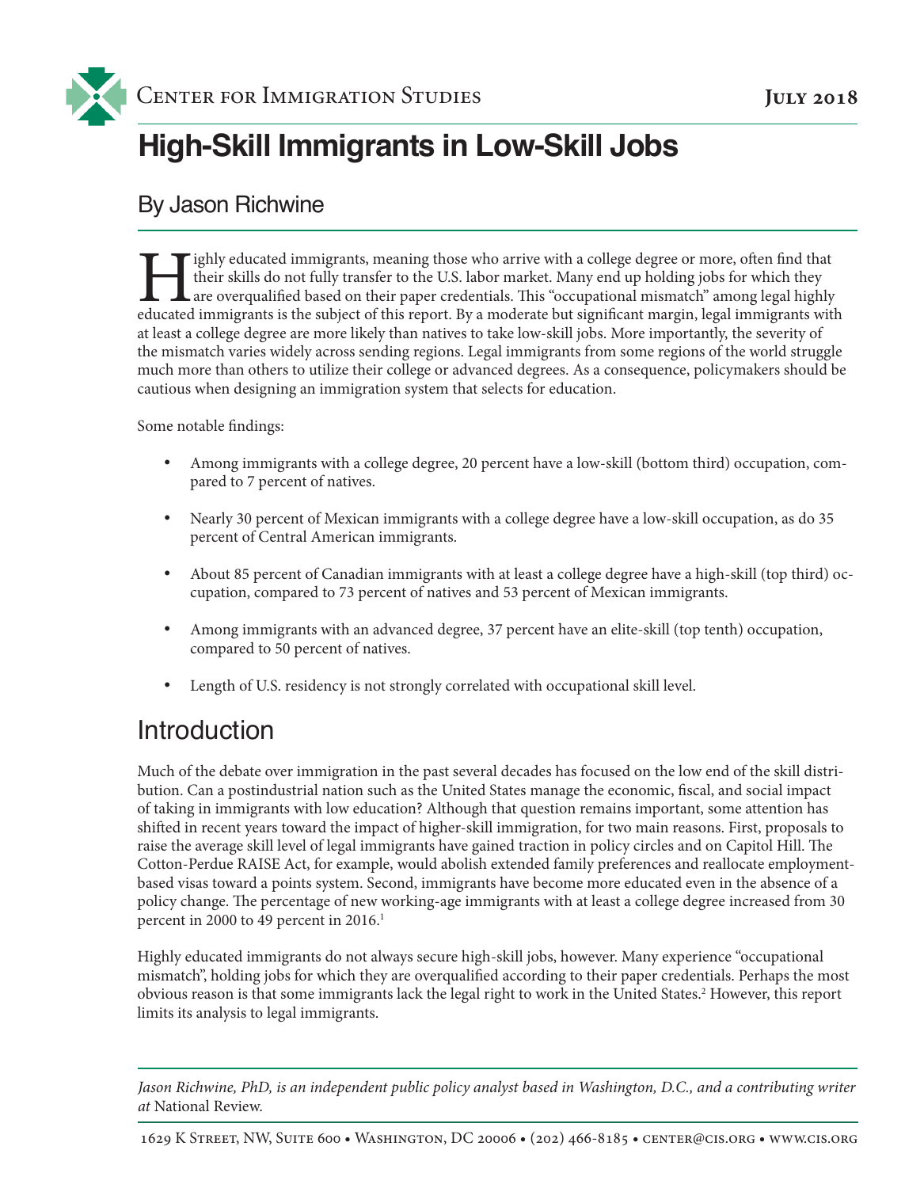Center for Immigration Studies — July 2018

# High-Skill Immigrants in Low-Skill Jobs

## By Jason Richwine

Highly educated immigrants, meaning those who arrive with a college degree or more, often find that their skills do not fully transfer to the U.S. labor market. Many end up holding jobs for which they are overqualified based on their paper credentials. This "occupational mismatch" among legal highly educated immigrants is the subject of this report. By a moderate but significant margin, legal immigrants with at least a college degree are more likely than natives to take low-skill jobs. More importantly, the severity of the mismatch varies widely across sending regions. Legal immigrants from some regions of the world struggle much more than others to utilize their college or advanced degrees. As a consequence, policymakers should be cautious when designing an immigration system that selects for education.

Some notable findings:

- Among immigrants with a college degree, 20 percent have a low-skill (bottom third) occupation, compared to 7 percent of natives.
- Nearly 30 percent of Mexican immigrants with a college degree have a low-skill occupation, as do 35 percent of Central American immigrants.
- About 85 percent of Canadian immigrants with at least a college degree have a high-skill (top third) occupation, compared to 73 percent of natives and 53 percent of Mexican immigrants.
- Among immigrants with an advanced degree, 37 percent have an elite-skill (top tenth) occupation, compared to 50 percent of natives.
- Length of U.S. residency is not strongly correlated with occupational skill level.

## Introduction

Much of the debate over immigration in the past several decades has focused on the low end of the skill distribution. Can a postindustrial nation such as the United States manage the economic, fiscal, and social impact of taking in immigrants with low education? Although that question remains important, some attention has shifted in recent years toward the impact of higher-skill immigration, for two main reasons. First, proposals to raise the average skill level of legal immigrants have gained traction in policy circles and on Capitol Hill. The Cotton-Perdue RAISE Act, for example, would abolish extended family preferences and reallocate employment-based visas toward a points system. Second, immigrants have become more educated even in the absence of a policy change. The percentage of new working-age immigrants with at least a college degree increased from 30 percent in 2000 to 49 percent in 2016.[1]

Highly educated immigrants do not always secure high-skill jobs, however. Many experience "occupational mismatch", holding jobs for which they are overqualified according to their paper credentials. Perhaps the most obvious reason is that some immigrants lack the legal right to work in the United States.[2] However, this report limits its analysis to legal immigrants.

*Jason Richwine, PhD, is an independent public policy analyst based in Washington, D.C., and a contributing writer at* National Review.

1629 K Street, NW, Suite 600 • Washington, DC 20006 • (202) 466-8185 • center@cis.org • www.cis.org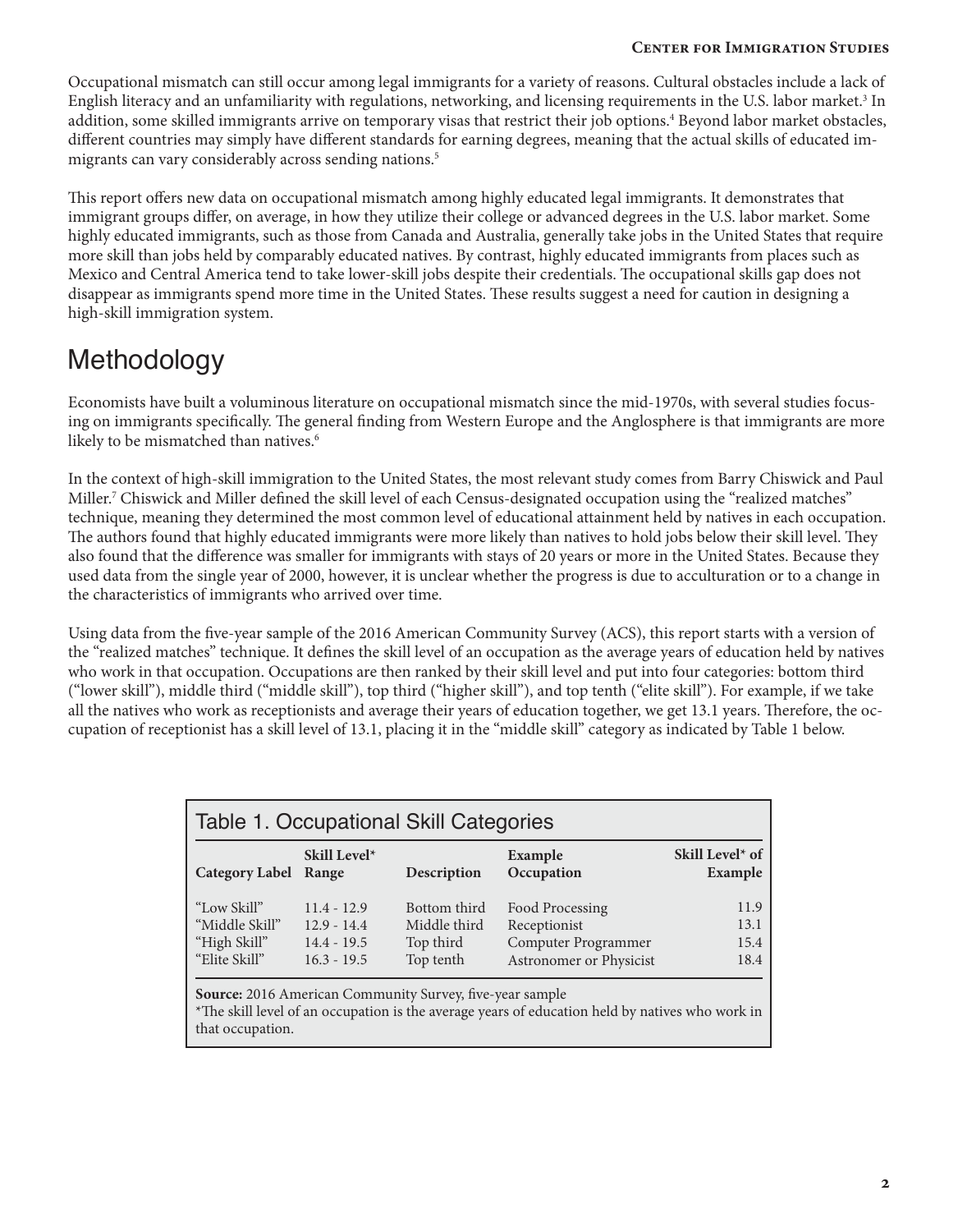Occupational mismatch can still occur among legal immigrants for a variety of reasons. Cultural obstacles include a lack of English literacy and an unfamiliarity with regulations, networking, and licensing requirements in the U.S. labor market.[3] In addition, some skilled immigrants arrive on temporary visas that restrict their job options.[4] Beyond labor market obstacles, different countries may simply have different standards for earning degrees, meaning that the actual skills of educated immigrants can vary considerably across sending nations.[5]

This report offers new data on occupational mismatch among highly educated legal immigrants. It demonstrates that immigrant groups differ, on average, in how they utilize their college or advanced degrees in the U.S. labor market. Some highly educated immigrants, such as those from Canada and Australia, generally take jobs in the United States that require more skill than jobs held by comparably educated natives. By contrast, highly educated immigrants from places such as Mexico and Central America tend to take lower-skill jobs despite their credentials. The occupational skills gap does not disappear as immigrants spend more time in the United States. These results suggest a need for caution in designing a high-skill immigration system.

## Methodology

Economists have built a voluminous literature on occupational mismatch since the mid-1970s, with several studies focusing on immigrants specifically. The general finding from Western Europe and the Anglosphere is that immigrants are more likely to be mismatched than natives.[6]

In the context of high-skill immigration to the United States, the most relevant study comes from Barry Chiswick and Paul Miller.[7] Chiswick and Miller defined the skill level of each Census-designated occupation using the "realized matches" technique, meaning they determined the most common level of educational attainment held by natives in each occupation. The authors found that highly educated immigrants were more likely than natives to hold jobs below their skill level. They also found that the difference was smaller for immigrants with stays of 20 years or more in the United States. Because they used data from the single year of 2000, however, it is unclear whether the progress is due to acculturation or to a change in the characteristics of immigrants who arrived over time.

Using data from the five-year sample of the 2016 American Community Survey (ACS), this report starts with a version of the "realized matches" technique. It defines the skill level of an occupation as the average years of education held by natives who work in that occupation. Occupations are then ranked by their skill level and put into four categories: bottom third ("lower skill"), middle third ("middle skill"), top third ("higher skill"), and top tenth ("elite skill"). For example, if we take all the natives who work as receptionists and average their years of education together, we get 13.1 years. Therefore, the occupation of receptionist has a skill level of 13.1, placing it in the "middle skill" category as indicated by Table 1 below.

### Table 1. Occupational Skill Categories

| Category Label | Skill Level* Range | Description | Example Occupation | Skill Level* of Example |
|---|---|---|---|---|
| "Low Skill" | 11.4 - 12.9 | Bottom third | Food Processing | 11.9 |
| "Middle Skill" | 12.9 - 14.4 | Middle third | Receptionist | 13.1 |
| "High Skill" | 14.4 - 19.5 | Top third | Computer Programmer | 15.4 |
| "Elite Skill" | 16.3 - 19.5 | Top tenth | Astronomer or Physicist | 18.4 |

**Source:** 2016 American Community Survey, five-year sample
*The skill level of an occupation is the average years of education held by natives who work in that occupation.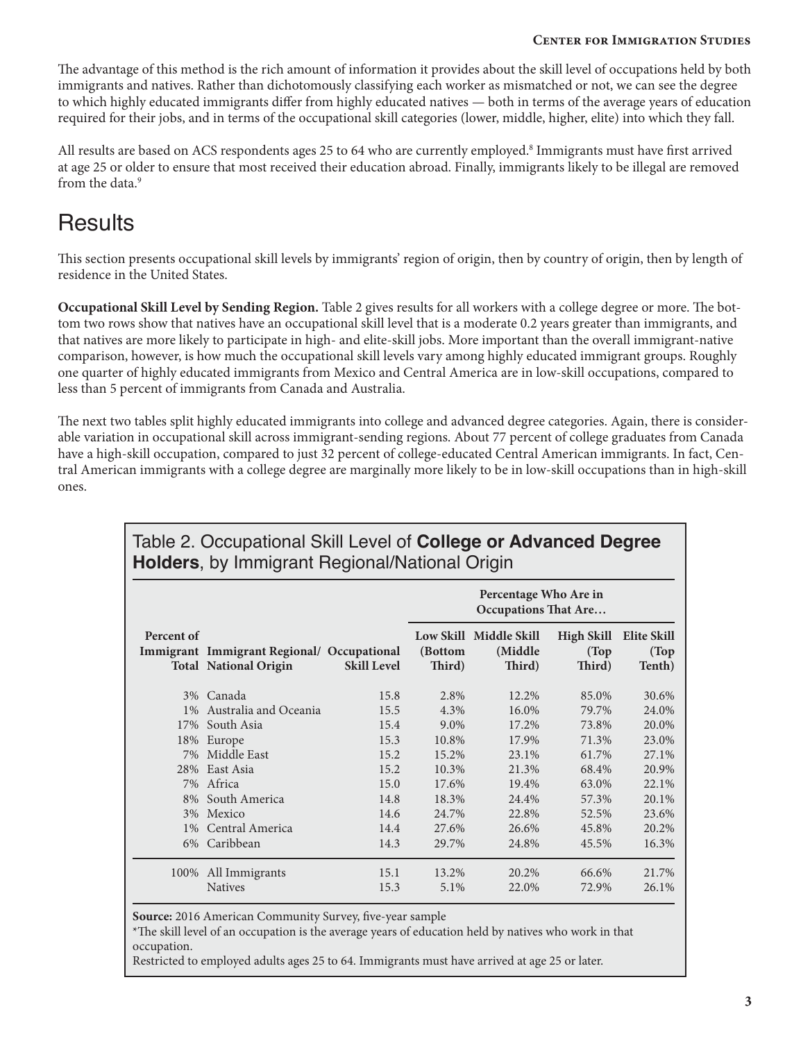The advantage of this method is the rich amount of information it provides about the skill level of occupations held by both immigrants and natives. Rather than dichotomously classifying each worker as mismatched or not, we can see the degree to which highly educated immigrants differ from highly educated natives — both in terms of the average years of education required for their jobs, and in terms of the occupational skill categories (lower, middle, higher, elite) into which they fall.

All results are based on ACS respondents ages 25 to 64 who are currently employed.[8] Immigrants must have first arrived at age 25 or older to ensure that most received their education abroad. Finally, immigrants likely to be illegal are removed from the data.[9]

# Results

This section presents occupational skill levels by immigrants' region of origin, then by country of origin, then by length of residence in the United States.

**Occupational Skill Level by Sending Region.** Table 2 gives results for all workers with a college degree or more. The bottom two rows show that natives have an occupational skill level that is a moderate 0.2 years greater than immigrants, and that natives are more likely to participate in high- and elite-skill jobs. More important than the overall immigrant-native comparison, however, is how much the occupational skill levels vary among highly educated immigrant groups. Roughly one quarter of highly educated immigrants from Mexico and Central America are in low-skill occupations, compared to less than 5 percent of immigrants from Canada and Australia.

The next two tables split highly educated immigrants into college and advanced degree categories. Again, there is considerable variation in occupational skill across immigrant-sending regions. About 77 percent of college graduates from Canada have a high-skill occupation, compared to just 32 percent of college-educated Central American immigrants. In fact, Central American immigrants with a college degree are marginally more likely to be in low-skill occupations than in high-skill ones.

## Table 2. Occupational Skill Level of **College or Advanced Degree Holders**, by Immigrant Regional/National Origin

| | | | Percentage Who Are in Occupations That Are… | | | |
|---|---|---|---|---|---|---|
| Percent of Immigrant Total | Immigrant Regional/ National Origin | Occupational Skill Level | Low Skill (Bottom Third) | Middle Skill (Middle Third) | High Skill (Top Third) | Elite Skill (Top Tenth) |
| 3% | Canada | 15.8 | 2.8% | 12.2% | 85.0% | 30.6% |
| 1% | Australia and Oceania | 15.5 | 4.3% | 16.0% | 79.7% | 24.0% |
| 17% | South Asia | 15.4 | 9.0% | 17.2% | 73.8% | 20.0% |
| 18% | Europe | 15.3 | 10.8% | 17.9% | 71.3% | 23.0% |
| 7% | Middle East | 15.2 | 15.2% | 23.1% | 61.7% | 27.1% |
| 28% | East Asia | 15.2 | 10.3% | 21.3% | 68.4% | 20.9% |
| 7% | Africa | 15.0 | 17.6% | 19.4% | 63.0% | 22.1% |
| 8% | South America | 14.8 | 18.3% | 24.4% | 57.3% | 20.1% |
| 3% | Mexico | 14.6 | 24.7% | 22.8% | 52.5% | 23.6% |
| 1% | Central America | 14.4 | 27.6% | 26.6% | 45.8% | 20.2% |
| 6% | Caribbean | 14.3 | 29.7% | 24.8% | 45.5% | 16.3% |
| 100% | All Immigrants | 15.1 | 13.2% | 20.2% | 66.6% | 21.7% |
| | Natives | 15.3 | 5.1% | 22.0% | 72.9% | 26.1% |

**Source:** 2016 American Community Survey, five-year sample

*The skill level of an occupation is the average years of education held by natives who work in that occupation.

Restricted to employed adults ages 25 to 64. Immigrants must have arrived at age 25 or later.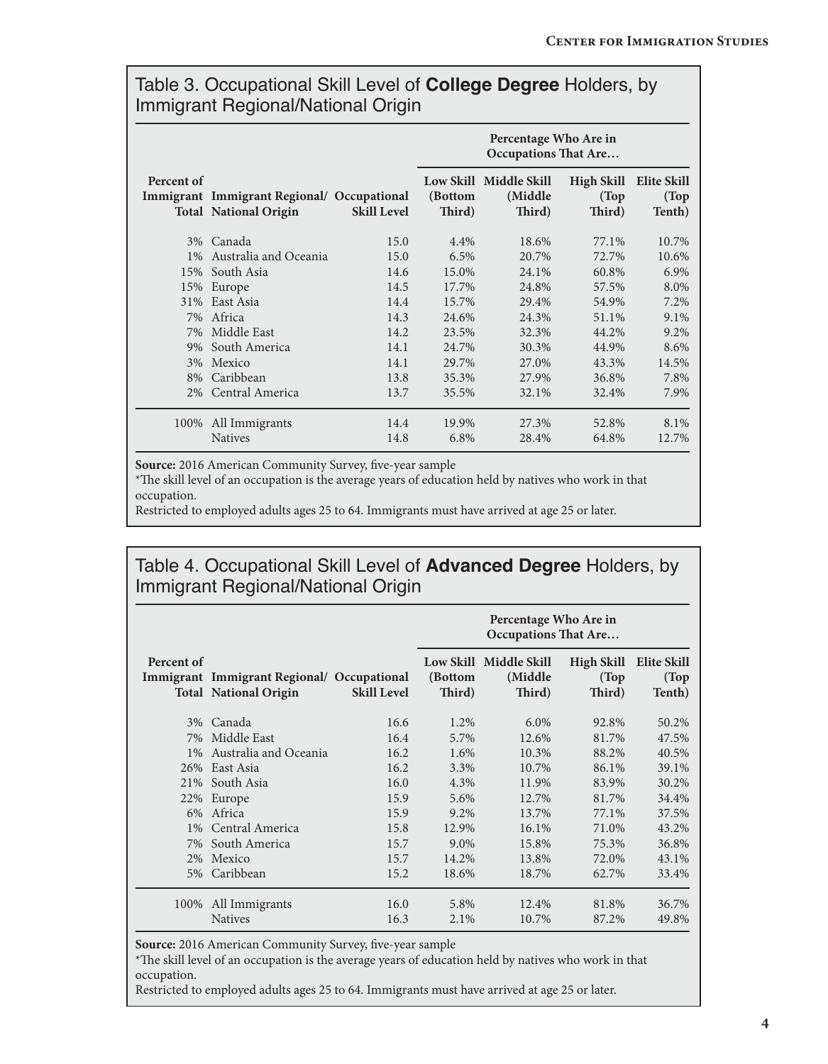## Table 3. Occupational Skill Level of **College Degree** Holders, by Immigrant Regional/National Origin

| | | | Percentage Who Are in Occupations That Are… | | | |
|---|---|---|---|---|---|---|
| Percent of Immigrant Total | Immigrant Regional/ National Origin | Occupational Skill Level | Low Skill (Bottom Third) | Middle Skill (Middle Third) | High Skill (Top Third) | Elite Skill (Top Tenth) |
| 3% | Canada | 15.0 | 4.4% | 18.6% | 77.1% | 10.7% |
| 1% | Australia and Oceania | 15.0 | 6.5% | 20.7% | 72.7% | 10.6% |
| 15% | South Asia | 14.6 | 15.0% | 24.1% | 60.8% | 6.9% |
| 15% | Europe | 14.5 | 17.7% | 24.8% | 57.5% | 8.0% |
| 31% | East Asia | 14.4 | 15.7% | 29.4% | 54.9% | 7.2% |
| 7% | Africa | 14.3 | 24.6% | 24.3% | 51.1% | 9.1% |
| 7% | Middle East | 14.2 | 23.5% | 32.3% | 44.2% | 9.2% |
| 9% | South America | 14.1 | 24.7% | 30.3% | 44.9% | 8.6% |
| 3% | Mexico | 14.1 | 29.7% | 27.0% | 43.3% | 14.5% |
| 8% | Caribbean | 13.8 | 35.3% | 27.9% | 36.8% | 7.8% |
| 2% | Central America | 13.7 | 35.5% | 32.1% | 32.4% | 7.9% |
| 100% | All Immigrants | 14.4 | 19.9% | 27.3% | 52.8% | 8.1% |
| | Natives | 14.8 | 6.8% | 28.4% | 64.8% | 12.7% |

**Source:** 2016 American Community Survey, five-year sample
*The skill level of an occupation is the average years of education held by natives who work in that occupation.
Restricted to employed adults ages 25 to 64. Immigrants must have arrived at age 25 or later.

## Table 4. Occupational Skill Level of **Advanced Degree** Holders, by Immigrant Regional/National Origin

| | | | Percentage Who Are in Occupations That Are… | | | |
|---|---|---|---|---|---|---|
| Percent of Immigrant Total | Immigrant Regional/ National Origin | Occupational Skill Level | Low Skill (Bottom Third) | Middle Skill (Middle Third) | High Skill (Top Third) | Elite Skill (Top Tenth) |
| 3% | Canada | 16.6 | 1.2% | 6.0% | 92.8% | 50.2% |
| 7% | Middle East | 16.4 | 5.7% | 12.6% | 81.7% | 47.5% |
| 1% | Australia and Oceania | 16.2 | 1.6% | 10.3% | 88.2% | 40.5% |
| 26% | East Asia | 16.2 | 3.3% | 10.7% | 86.1% | 39.1% |
| 21% | South Asia | 16.0 | 4.3% | 11.9% | 83.9% | 30.2% |
| 22% | Europe | 15.9 | 5.6% | 12.7% | 81.7% | 34.4% |
| 6% | Africa | 15.9 | 9.2% | 13.7% | 77.1% | 37.5% |
| 1% | Central America | 15.8 | 12.9% | 16.1% | 71.0% | 43.2% |
| 7% | South America | 15.7 | 9.0% | 15.8% | 75.3% | 36.8% |
| 2% | Mexico | 15.7 | 14.2% | 13.8% | 72.0% | 43.1% |
| 5% | Caribbean | 15.2 | 18.6% | 18.7% | 62.7% | 33.4% |
| 100% | All Immigrants | 16.0 | 5.8% | 12.4% | 81.8% | 36.7% |
| | Natives | 16.3 | 2.1% | 10.7% | 87.2% | 49.8% |

**Source:** 2016 American Community Survey, five-year sample
*The skill level of an occupation is the average years of education held by natives who work in that occupation.
Restricted to employed adults ages 25 to 64. Immigrants must have arrived at age 25 or later.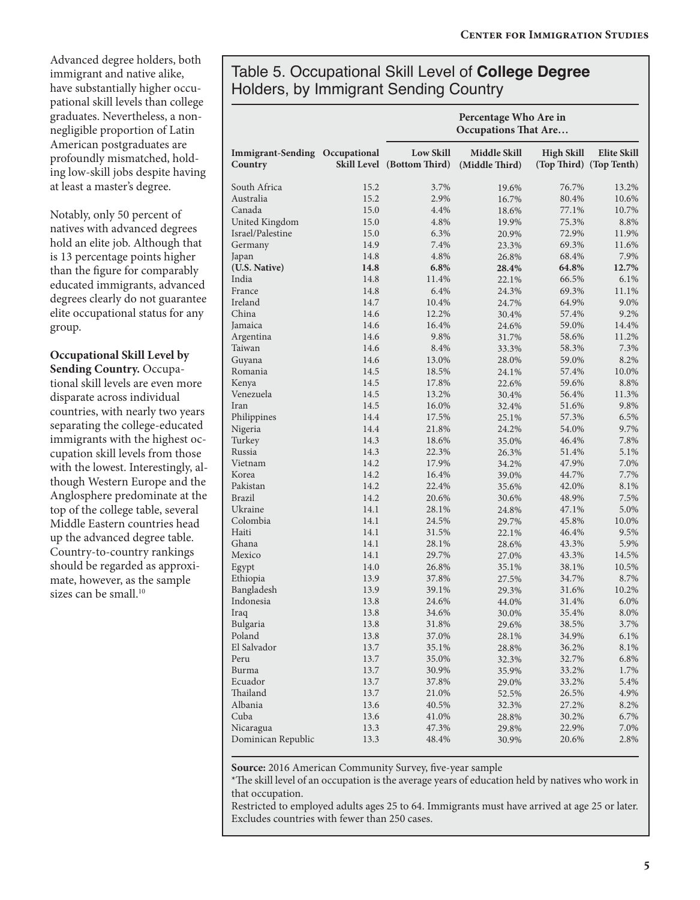Advanced degree holders, both immigrant and native alike, have substantially higher occupational skill levels than college graduates. Nevertheless, a non-negligible proportion of Latin American postgraduates are profoundly mismatched, holding low-skill jobs despite having at least a master's degree.

Notably, only 50 percent of natives with advanced degrees hold an elite job. Although that is 13 percentage points higher than the figure for comparably educated immigrants, advanced degrees clearly do not guarantee elite occupational status for any group.

**Occupational Skill Level by Sending Country.** Occupational skill levels are even more disparate across individual countries, with nearly two years separating the college-educated immigrants with the highest occupation skill levels from those with the lowest. Interestingly, although Western Europe and the Anglosphere predominate at the top of the college table, several Middle Eastern countries head up the advanced degree table. Country-to-country rankings should be regarded as approximate, however, as the sample sizes can be small.[10]

## Table 5. Occupational Skill Level of **College Degree** Holders, by Immigrant Sending Country

| | | Percentage Who Are in Occupations That Are… | | | |
|---|---|---|---|---|---|
| **Immigrant-Sending Country** | **Occupational Skill Level** | **Low Skill (Bottom Third)** | **Middle Skill (Middle Third)** | **High Skill (Top Third)** | **Elite Skill (Top Tenth)** |
| South Africa | 15.2 | 3.7% | 19.6% | 76.7% | 13.2% |
| Australia | 15.2 | 2.9% | 16.7% | 80.4% | 10.6% |
| Canada | 15.0 | 4.4% | 18.6% | 77.1% | 10.7% |
| United Kingdom | 15.0 | 4.8% | 19.9% | 75.3% | 8.8% |
| Israel/Palestine | 15.0 | 6.3% | 20.9% | 72.9% | 11.9% |
| Germany | 14.9 | 7.4% | 23.3% | 69.3% | 11.6% |
| Japan | 14.8 | 4.8% | 26.8% | 68.4% | 7.9% |
| **(U.S. Native)** | **14.8** | **6.8%** | **28.4%** | **64.8%** | **12.7%** |
| India | 14.8 | 11.4% | 22.1% | 66.5% | 6.1% |
| France | 14.8 | 6.4% | 24.3% | 69.3% | 11.1% |
| Ireland | 14.7 | 10.4% | 24.7% | 64.9% | 9.0% |
| China | 14.6 | 12.2% | 30.4% | 57.4% | 9.2% |
| Jamaica | 14.6 | 16.4% | 24.6% | 59.0% | 14.4% |
| Argentina | 14.6 | 9.8% | 31.7% | 58.6% | 11.2% |
| Taiwan | 14.6 | 8.4% | 33.3% | 58.3% | 7.3% |
| Guyana | 14.6 | 13.0% | 28.0% | 59.0% | 8.2% |
| Romania | 14.5 | 18.5% | 24.1% | 57.4% | 10.0% |
| Kenya | 14.5 | 17.8% | 22.6% | 59.6% | 8.8% |
| Venezuela | 14.5 | 13.2% | 30.4% | 56.4% | 11.3% |
| Iran | 14.5 | 16.0% | 32.4% | 51.6% | 9.8% |
| Philippines | 14.4 | 17.5% | 25.1% | 57.3% | 6.5% |
| Nigeria | 14.4 | 21.8% | 24.2% | 54.0% | 9.7% |
| Turkey | 14.3 | 18.6% | 35.0% | 46.4% | 7.8% |
| Russia | 14.3 | 22.3% | 26.3% | 51.4% | 5.1% |
| Vietnam | 14.2 | 17.9% | 34.2% | 47.9% | 7.0% |
| Korea | 14.2 | 16.4% | 39.0% | 44.7% | 7.7% |
| Pakistan | 14.2 | 22.4% | 35.6% | 42.0% | 8.1% |
| Brazil | 14.2 | 20.6% | 30.6% | 48.9% | 7.5% |
| Ukraine | 14.1 | 28.1% | 24.8% | 47.1% | 5.0% |
| Colombia | 14.1 | 24.5% | 29.7% | 45.8% | 10.0% |
| Haiti | 14.1 | 31.5% | 22.1% | 46.4% | 9.5% |
| Ghana | 14.1 | 28.1% | 28.6% | 43.3% | 5.9% |
| Mexico | 14.1 | 29.7% | 27.0% | 43.3% | 14.5% |
| Egypt | 14.0 | 26.8% | 35.1% | 38.1% | 10.5% |
| Ethiopia | 13.9 | 37.8% | 27.5% | 34.7% | 8.7% |
| Bangladesh | 13.9 | 39.1% | 29.3% | 31.6% | 10.2% |
| Indonesia | 13.8 | 24.6% | 44.0% | 31.4% | 6.0% |
| Iraq | 13.8 | 34.6% | 30.0% | 35.4% | 8.0% |
| Bulgaria | 13.8 | 31.8% | 29.6% | 38.5% | 3.7% |
| Poland | 13.8 | 37.0% | 28.1% | 34.9% | 6.1% |
| El Salvador | 13.7 | 35.1% | 28.8% | 36.2% | 8.1% |
| Peru | 13.7 | 35.0% | 32.3% | 32.7% | 6.8% |
| Burma | 13.7 | 30.9% | 35.9% | 33.2% | 1.7% |
| Ecuador | 13.7 | 37.8% | 29.0% | 33.2% | 5.4% |
| Thailand | 13.7 | 21.0% | 52.5% | 26.5% | 4.9% |
| Albania | 13.6 | 40.5% | 32.3% | 27.2% | 8.2% |
| Cuba | 13.6 | 41.0% | 28.8% | 30.2% | 6.7% |
| Nicaragua | 13.3 | 47.3% | 29.8% | 22.9% | 7.0% |
| Dominican Republic | 13.3 | 48.4% | 30.9% | 20.6% | 2.8% |

**Source:** 2016 American Community Survey, five-year sample

*The skill level of an occupation is the average years of education held by natives who work in that occupation.

Restricted to employed adults ages 25 to 64. Immigrants must have arrived at age 25 or later. Excludes countries with fewer than 250 cases.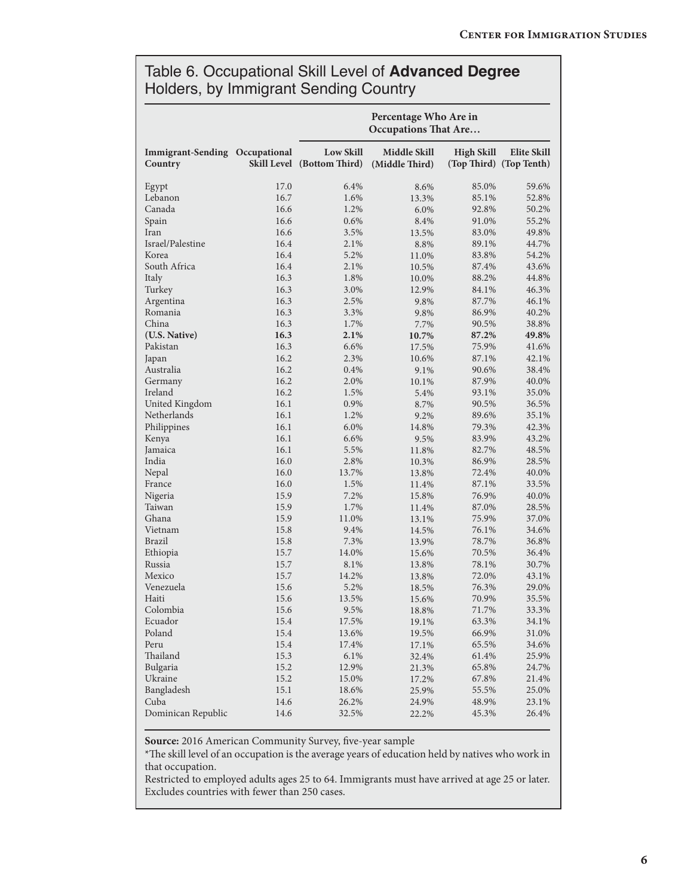## Table 6. Occupational Skill Level of **Advanced Degree** Holders, by Immigrant Sending Country

| Immigrant-Sending Country | Occupational Skill Level | Percentage Who Are in Occupations That Are… Low Skill (Bottom Third) | Middle Skill (Middle Third) | High Skill (Top Third) | Elite Skill (Top Tenth) |
|---|---|---|---|---|---|
| Egypt | 17.0 | 6.4% | 8.6% | 85.0% | 59.6% |
| Lebanon | 16.7 | 1.6% | 13.3% | 85.1% | 52.8% |
| Canada | 16.6 | 1.2% | 6.0% | 92.8% | 50.2% |
| Spain | 16.6 | 0.6% | 8.4% | 91.0% | 55.2% |
| Iran | 16.6 | 3.5% | 13.5% | 83.0% | 49.8% |
| Israel/Palestine | 16.4 | 2.1% | 8.8% | 89.1% | 44.7% |
| Korea | 16.4 | 5.2% | 11.0% | 83.8% | 54.2% |
| South Africa | 16.4 | 2.1% | 10.5% | 87.4% | 43.6% |
| Italy | 16.3 | 1.8% | 10.0% | 88.2% | 44.8% |
| Turkey | 16.3 | 3.0% | 12.9% | 84.1% | 46.3% |
| Argentina | 16.3 | 2.5% | 9.8% | 87.7% | 46.1% |
| Romania | 16.3 | 3.3% | 9.8% | 86.9% | 40.2% |
| China | 16.3 | 1.7% | 7.7% | 90.5% | 38.8% |
| **(U.S. Native)** | **16.3** | **2.1%** | **10.7%** | **87.2%** | **49.8%** |
| Pakistan | 16.3 | 6.6% | 17.5% | 75.9% | 41.6% |
| Japan | 16.2 | 2.3% | 10.6% | 87.1% | 42.1% |
| Australia | 16.2 | 0.4% | 9.1% | 90.6% | 38.4% |
| Germany | 16.2 | 2.0% | 10.1% | 87.9% | 40.0% |
| Ireland | 16.2 | 1.5% | 5.4% | 93.1% | 35.0% |
| United Kingdom | 16.1 | 0.9% | 8.7% | 90.5% | 36.5% |
| Netherlands | 16.1 | 1.2% | 9.2% | 89.6% | 35.1% |
| Philippines | 16.1 | 6.0% | 14.8% | 79.3% | 42.3% |
| Kenya | 16.1 | 6.6% | 9.5% | 83.9% | 43.2% |
| Jamaica | 16.1 | 5.5% | 11.8% | 82.7% | 48.5% |
| India | 16.0 | 2.8% | 10.3% | 86.9% | 28.5% |
| Nepal | 16.0 | 13.7% | 13.8% | 72.4% | 40.0% |
| France | 16.0 | 1.5% | 11.4% | 87.1% | 33.5% |
| Nigeria | 15.9 | 7.2% | 15.8% | 76.9% | 40.0% |
| Taiwan | 15.9 | 1.7% | 11.4% | 87.0% | 28.5% |
| Ghana | 15.9 | 11.0% | 13.1% | 75.9% | 37.0% |
| Vietnam | 15.8 | 9.4% | 14.5% | 76.1% | 34.6% |
| Brazil | 15.8 | 7.3% | 13.9% | 78.7% | 36.8% |
| Ethiopia | 15.7 | 14.0% | 15.6% | 70.5% | 36.4% |
| Russia | 15.7 | 8.1% | 13.8% | 78.1% | 30.7% |
| Mexico | 15.7 | 14.2% | 13.8% | 72.0% | 43.1% |
| Venezuela | 15.6 | 5.2% | 18.5% | 76.3% | 29.0% |
| Haiti | 15.6 | 13.5% | 15.6% | 70.9% | 35.5% |
| Colombia | 15.6 | 9.5% | 18.8% | 71.7% | 33.3% |
| Ecuador | 15.4 | 17.5% | 19.1% | 63.3% | 34.1% |
| Poland | 15.4 | 13.6% | 19.5% | 66.9% | 31.0% |
| Peru | 15.4 | 17.4% | 17.1% | 65.5% | 34.6% |
| Thailand | 15.3 | 6.1% | 32.4% | 61.4% | 25.9% |
| Bulgaria | 15.2 | 12.9% | 21.3% | 65.8% | 24.7% |
| Ukraine | 15.2 | 15.0% | 17.2% | 67.8% | 21.4% |
| Bangladesh | 15.1 | 18.6% | 25.9% | 55.5% | 25.0% |
| Cuba | 14.6 | 26.2% | 24.9% | 48.9% | 23.1% |
| Dominican Republic | 14.6 | 32.5% | 22.2% | 45.3% | 26.4% |

**Source:** 2016 American Community Survey, five-year sample

*The skill level of an occupation is the average years of education held by natives who work in that occupation.

Restricted to employed adults ages 25 to 64. Immigrants must have arrived at age 25 or later. Excludes countries with fewer than 250 cases.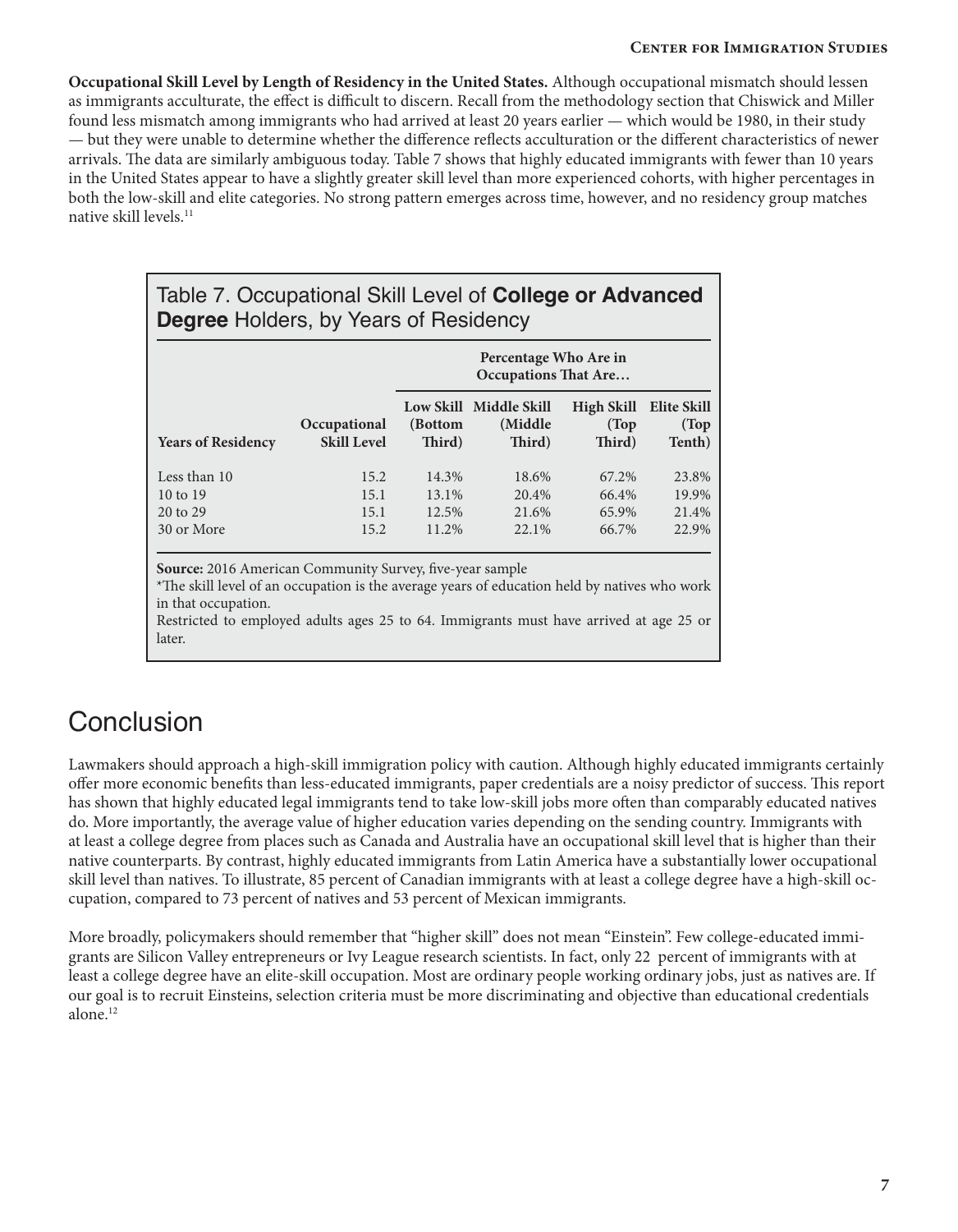**Occupational Skill Level by Length of Residency in the United States.** Although occupational mismatch should lessen as immigrants acculturate, the effect is difficult to discern. Recall from the methodology section that Chiswick and Miller found less mismatch among immigrants who had arrived at least 20 years earlier — which would be 1980, in their study — but they were unable to determine whether the difference reflects acculturation or the different characteristics of newer arrivals. The data are similarly ambiguous today. Table 7 shows that highly educated immigrants with fewer than 10 years in the United States appear to have a slightly greater skill level than more experienced cohorts, with higher percentages in both the low-skill and elite categories. No strong pattern emerges across time, however, and no residency group matches native skill levels.[11]

Table 7. Occupational Skill Level of **College or Advanced Degree** Holders, by Years of Residency

| | | Percentage Who Are in Occupations That Are… | | | |
|---|---|---|---|---|---|
| **Years of Residency** | **Occupational Skill Level** | **Low Skill (Bottom Third)** | **Middle Skill (Middle Third)** | **High Skill (Top Third)** | **Elite Skill (Top Tenth)** |
| Less than 10 | 15.2 | 14.3% | 18.6% | 67.2% | 23.8% |
| 10 to 19 | 15.1 | 13.1% | 20.4% | 66.4% | 19.9% |
| 20 to 29 | 15.1 | 12.5% | 21.6% | 65.9% | 21.4% |
| 30 or More | 15.2 | 11.2% | 22.1% | 66.7% | 22.9% |

**Source:** 2016 American Community Survey, five-year sample
*The skill level of an occupation is the average years of education held by natives who work in that occupation.
Restricted to employed adults ages 25 to 64. Immigrants must have arrived at age 25 or later.

# Conclusion

Lawmakers should approach a high-skill immigration policy with caution. Although highly educated immigrants certainly offer more economic benefits than less-educated immigrants, paper credentials are a noisy predictor of success. This report has shown that highly educated legal immigrants tend to take low-skill jobs more often than comparably educated natives do. More importantly, the average value of higher education varies depending on the sending country. Immigrants with at least a college degree from places such as Canada and Australia have an occupational skill level that is higher than their native counterparts. By contrast, highly educated immigrants from Latin America have a substantially lower occupational skill level than natives. To illustrate, 85 percent of Canadian immigrants with at least a college degree have a high-skill occupation, compared to 73 percent of natives and 53 percent of Mexican immigrants.

More broadly, policymakers should remember that "higher skill" does not mean "Einstein". Few college-educated immigrants are Silicon Valley entrepreneurs or Ivy League research scientists. In fact, only 22 percent of immigrants with at least a college degree have an elite-skill occupation. Most are ordinary people working ordinary jobs, just as natives are. If our goal is to recruit Einsteins, selection criteria must be more discriminating and objective than educational credentials alone.[12]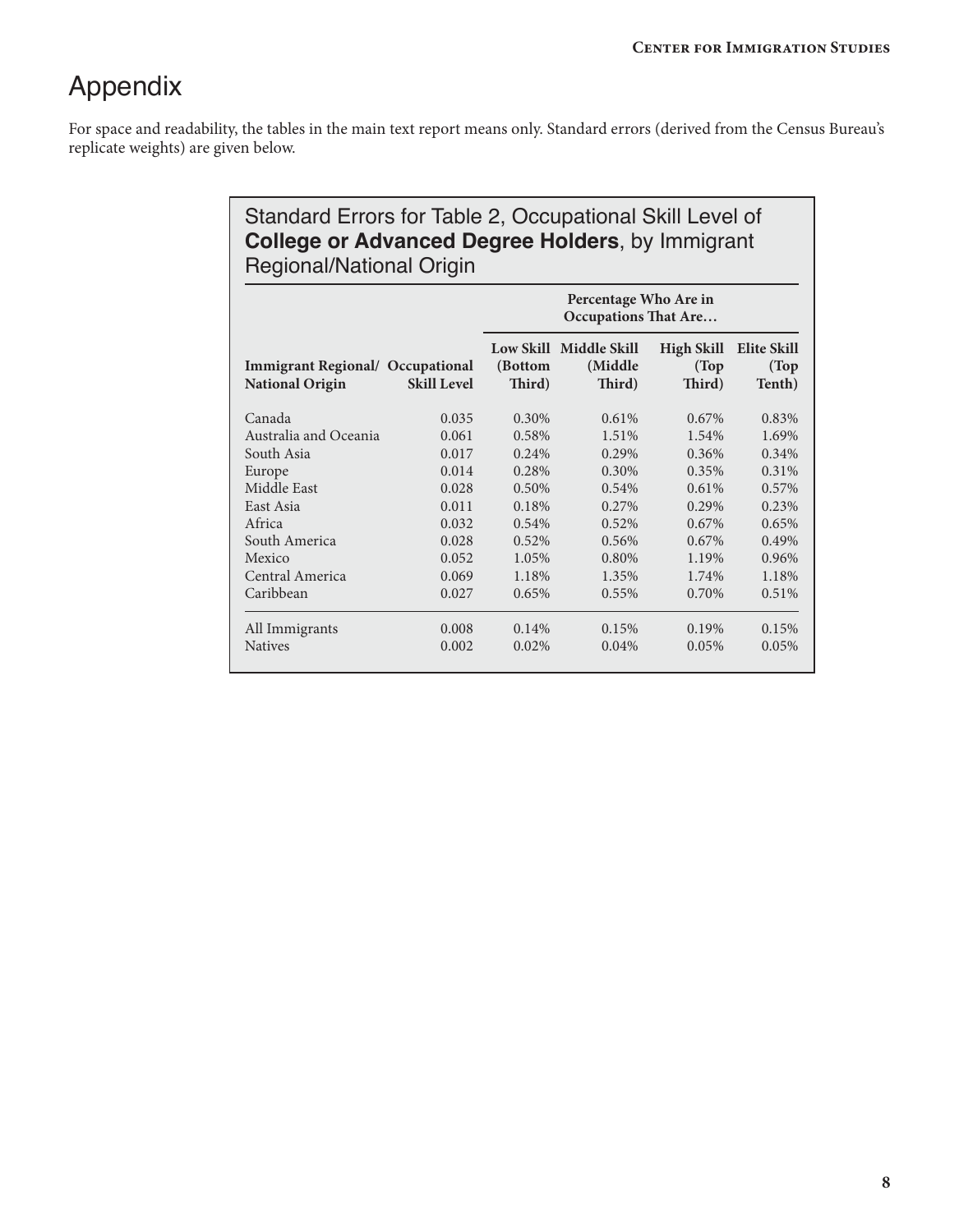# Appendix

For space and readability, the tables in the main text report means only. Standard errors (derived from the Census Bureau's replicate weights) are given below.

## Standard Errors for Table 2, Occupational Skill Level of **College or Advanced Degree Holders**, by Immigrant Regional/National Origin

| | | Percentage Who Are in Occupations That Are… | | | |
|---|---|---|---|---|---|
| **Immigrant Regional/ National Origin** | **Occupational Skill Level** | **Low Skill (Bottom Third)** | **Middle Skill (Middle Third)** | **High Skill (Top Third)** | **Elite Skill (Top Tenth)** |
| Canada | 0.035 | 0.30% | 0.61% | 0.67% | 0.83% |
| Australia and Oceania | 0.061 | 0.58% | 1.51% | 1.54% | 1.69% |
| South Asia | 0.017 | 0.24% | 0.29% | 0.36% | 0.34% |
| Europe | 0.014 | 0.28% | 0.30% | 0.35% | 0.31% |
| Middle East | 0.028 | 0.50% | 0.54% | 0.61% | 0.57% |
| East Asia | 0.011 | 0.18% | 0.27% | 0.29% | 0.23% |
| Africa | 0.032 | 0.54% | 0.52% | 0.67% | 0.65% |
| South America | 0.028 | 0.52% | 0.56% | 0.67% | 0.49% |
| Mexico | 0.052 | 1.05% | 0.80% | 1.19% | 0.96% |
| Central America | 0.069 | 1.18% | 1.35% | 1.74% | 1.18% |
| Caribbean | 0.027 | 0.65% | 0.55% | 0.70% | 0.51% |
| All Immigrants | 0.008 | 0.14% | 0.15% | 0.19% | 0.15% |
| Natives | 0.002 | 0.02% | 0.04% | 0.05% | 0.05% |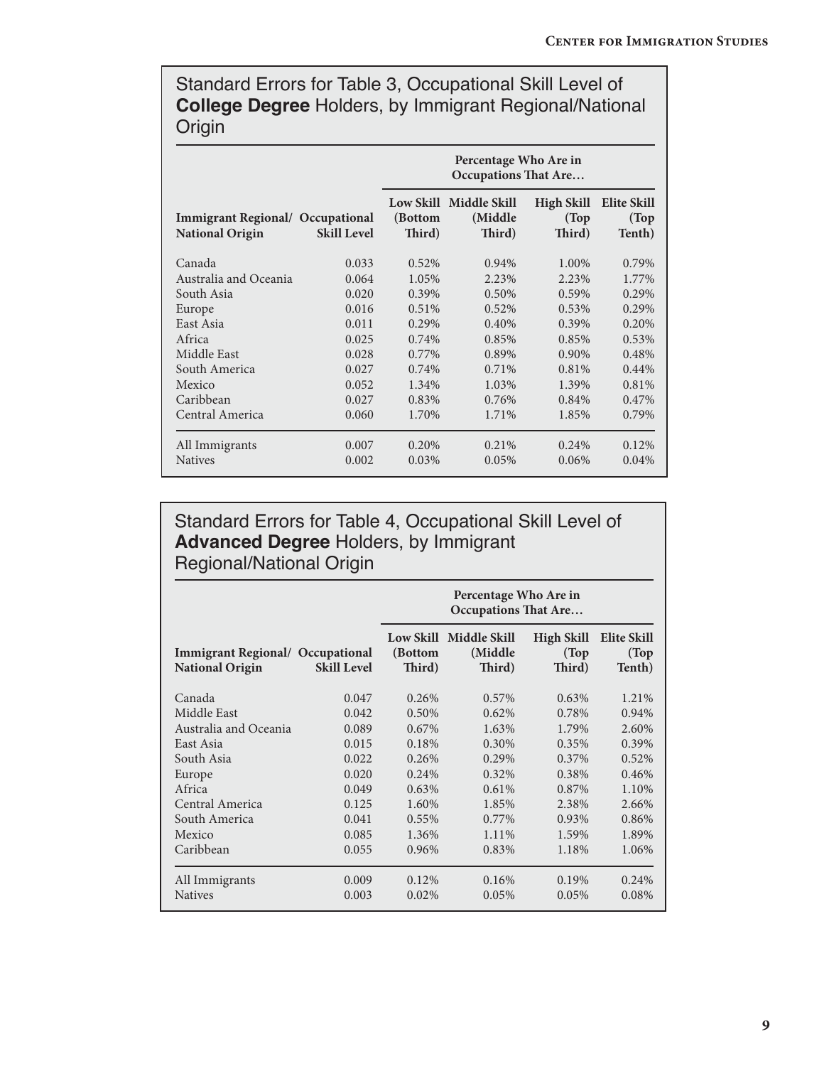## Standard Errors for Table 3, Occupational Skill Level of **College Degree** Holders, by Immigrant Regional/National Origin

| Immigrant Regional/ National Origin | Occupational Skill Level | Percentage Who Are in Occupations That Are… Low Skill (Bottom Third) | Middle Skill (Middle Third) | High Skill (Top Third) | Elite Skill (Top Tenth) |
|---|---|---|---|---|---|
| Canada | 0.033 | 0.52% | 0.94% | 1.00% | 0.79% |
| Australia and Oceania | 0.064 | 1.05% | 2.23% | 2.23% | 1.77% |
| South Asia | 0.020 | 0.39% | 0.50% | 0.59% | 0.29% |
| Europe | 0.016 | 0.51% | 0.52% | 0.53% | 0.29% |
| East Asia | 0.011 | 0.29% | 0.40% | 0.39% | 0.20% |
| Africa | 0.025 | 0.74% | 0.85% | 0.85% | 0.53% |
| Middle East | 0.028 | 0.77% | 0.89% | 0.90% | 0.48% |
| South America | 0.027 | 0.74% | 0.71% | 0.81% | 0.44% |
| Mexico | 0.052 | 1.34% | 1.03% | 1.39% | 0.81% |
| Caribbean | 0.027 | 0.83% | 0.76% | 0.84% | 0.47% |
| Central America | 0.060 | 1.70% | 1.71% | 1.85% | 0.79% |
| All Immigrants | 0.007 | 0.20% | 0.21% | 0.24% | 0.12% |
| Natives | 0.002 | 0.03% | 0.05% | 0.06% | 0.04% |

## Standard Errors for Table 4, Occupational Skill Level of **Advanced Degree** Holders, by Immigrant Regional/National Origin

| Immigrant Regional/ National Origin | Occupational Skill Level | Percentage Who Are in Occupations That Are… Low Skill (Bottom Third) | Middle Skill (Middle Third) | High Skill (Top Third) | Elite Skill (Top Tenth) |
|---|---|---|---|---|---|
| Canada | 0.047 | 0.26% | 0.57% | 0.63% | 1.21% |
| Middle East | 0.042 | 0.50% | 0.62% | 0.78% | 0.94% |
| Australia and Oceania | 0.089 | 0.67% | 1.63% | 1.79% | 2.60% |
| East Asia | 0.015 | 0.18% | 0.30% | 0.35% | 0.39% |
| South Asia | 0.022 | 0.26% | 0.29% | 0.37% | 0.52% |
| Europe | 0.020 | 0.24% | 0.32% | 0.38% | 0.46% |
| Africa | 0.049 | 0.63% | 0.61% | 0.87% | 1.10% |
| Central America | 0.125 | 1.60% | 1.85% | 2.38% | 2.66% |
| South America | 0.041 | 0.55% | 0.77% | 0.93% | 0.86% |
| Mexico | 0.085 | 1.36% | 1.11% | 1.59% | 1.89% |
| Caribbean | 0.055 | 0.96% | 0.83% | 1.18% | 1.06% |
| All Immigrants | 0.009 | 0.12% | 0.16% | 0.19% | 0.24% |
| Natives | 0.003 | 0.02% | 0.05% | 0.05% | 0.08% |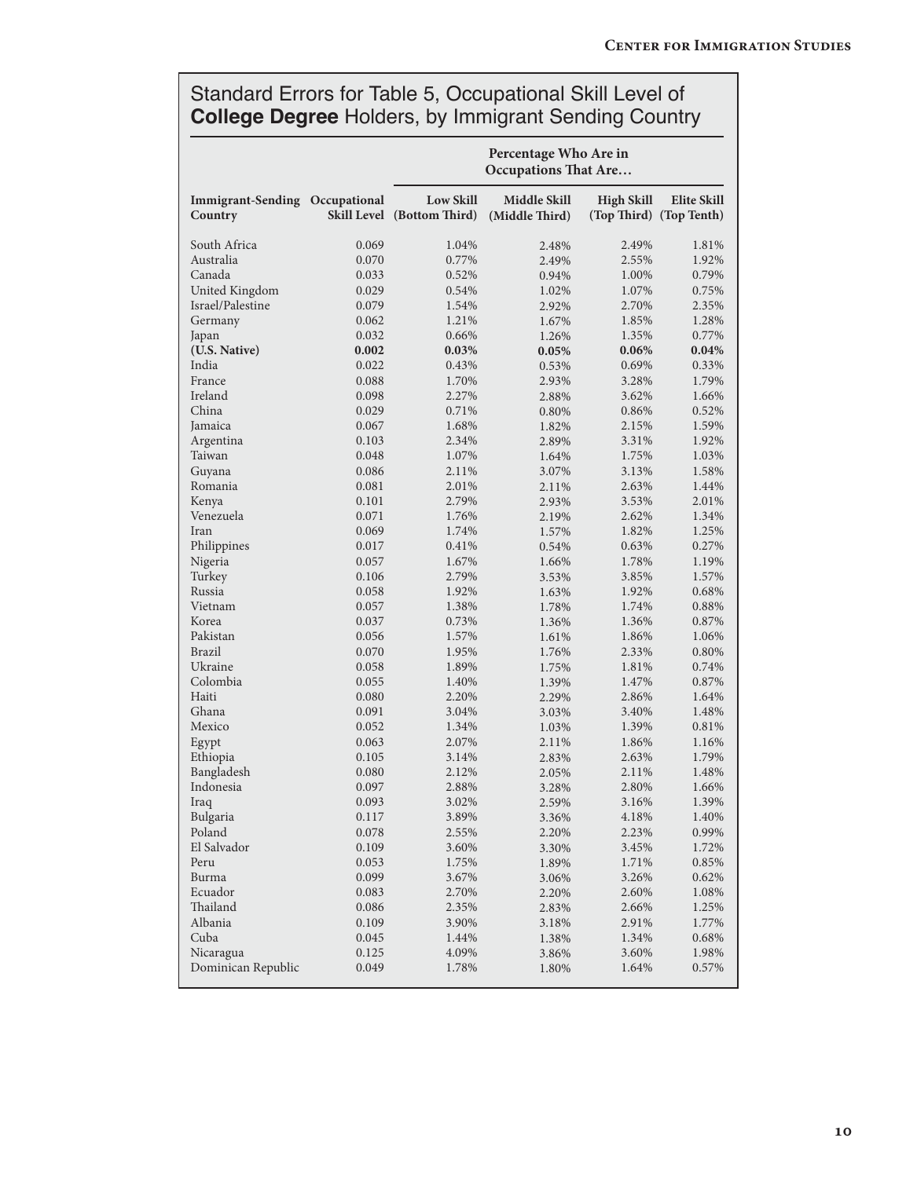## Standard Errors for Table 5, Occupational Skill Level of **College Degree** Holders, by Immigrant Sending Country

| Immigrant-Sending Country | Occupational Skill Level | Percentage Who Are in Occupations That Are… Low Skill (Bottom Third) | Middle Skill (Middle Third) | High Skill (Top Third) | Elite Skill (Top Tenth) |
|---|---|---|---|---|---|
| South Africa | 0.069 | 1.04% | 2.48% | 2.49% | 1.81% |
| Australia | 0.070 | 0.77% | 2.49% | 2.55% | 1.92% |
| Canada | 0.033 | 0.52% | 0.94% | 1.00% | 0.79% |
| United Kingdom | 0.029 | 0.54% | 1.02% | 1.07% | 0.75% |
| Israel/Palestine | 0.079 | 1.54% | 2.92% | 2.70% | 2.35% |
| Germany | 0.062 | 1.21% | 1.67% | 1.85% | 1.28% |
| Japan | 0.032 | 0.66% | 1.26% | 1.35% | 0.77% |
| **(U.S. Native)** | **0.002** | **0.03%** | **0.05%** | **0.06%** | **0.04%** |
| India | 0.022 | 0.43% | 0.53% | 0.69% | 0.33% |
| France | 0.088 | 1.70% | 2.93% | 3.28% | 1.79% |
| Ireland | 0.098 | 2.27% | 2.88% | 3.62% | 1.66% |
| China | 0.029 | 0.71% | 0.80% | 0.86% | 0.52% |
| Jamaica | 0.067 | 1.68% | 1.82% | 2.15% | 1.59% |
| Argentina | 0.103 | 2.34% | 2.89% | 3.31% | 1.92% |
| Taiwan | 0.048 | 1.07% | 1.64% | 1.75% | 1.03% |
| Guyana | 0.086 | 2.11% | 3.07% | 3.13% | 1.58% |
| Romania | 0.081 | 2.01% | 2.11% | 2.63% | 1.44% |
| Kenya | 0.101 | 2.79% | 2.93% | 3.53% | 2.01% |
| Venezuela | 0.071 | 1.76% | 2.19% | 2.62% | 1.34% |
| Iran | 0.069 | 1.74% | 1.57% | 1.82% | 1.25% |
| Philippines | 0.017 | 0.41% | 0.54% | 0.63% | 0.27% |
| Nigeria | 0.057 | 1.67% | 1.66% | 1.78% | 1.19% |
| Turkey | 0.106 | 2.79% | 3.53% | 3.85% | 1.57% |
| Russia | 0.058 | 1.92% | 1.63% | 1.92% | 0.68% |
| Vietnam | 0.057 | 1.38% | 1.78% | 1.74% | 0.88% |
| Korea | 0.037 | 0.73% | 1.36% | 1.36% | 0.87% |
| Pakistan | 0.056 | 1.57% | 1.61% | 1.86% | 1.06% |
| Brazil | 0.070 | 1.95% | 1.76% | 2.33% | 0.80% |
| Ukraine | 0.058 | 1.89% | 1.75% | 1.81% | 0.74% |
| Colombia | 0.055 | 1.40% | 1.39% | 1.47% | 0.87% |
| Haiti | 0.080 | 2.20% | 2.29% | 2.86% | 1.64% |
| Ghana | 0.091 | 3.04% | 3.03% | 3.40% | 1.48% |
| Mexico | 0.052 | 1.34% | 1.03% | 1.39% | 0.81% |
| Egypt | 0.063 | 2.07% | 2.11% | 1.86% | 1.16% |
| Ethiopia | 0.105 | 3.14% | 2.83% | 2.63% | 1.79% |
| Bangladesh | 0.080 | 2.12% | 2.05% | 2.11% | 1.48% |
| Indonesia | 0.097 | 2.88% | 3.28% | 2.80% | 1.66% |
| Iraq | 0.093 | 3.02% | 2.59% | 3.16% | 1.39% |
| Bulgaria | 0.117 | 3.89% | 3.36% | 4.18% | 1.40% |
| Poland | 0.078 | 2.55% | 2.20% | 2.23% | 0.99% |
| El Salvador | 0.109 | 3.60% | 3.30% | 3.45% | 1.72% |
| Peru | 0.053 | 1.75% | 1.89% | 1.71% | 0.85% |
| Burma | 0.099 | 3.67% | 3.06% | 3.26% | 0.62% |
| Ecuador | 0.083 | 2.70% | 2.20% | 2.60% | 1.08% |
| Thailand | 0.086 | 2.35% | 2.83% | 2.66% | 1.25% |
| Albania | 0.109 | 3.90% | 3.18% | 2.91% | 1.77% |
| Cuba | 0.045 | 1.44% | 1.38% | 1.34% | 0.68% |
| Nicaragua | 0.125 | 4.09% | 3.86% | 3.60% | 1.98% |
| Dominican Republic | 0.049 | 1.78% | 1.80% | 1.64% | 0.57% |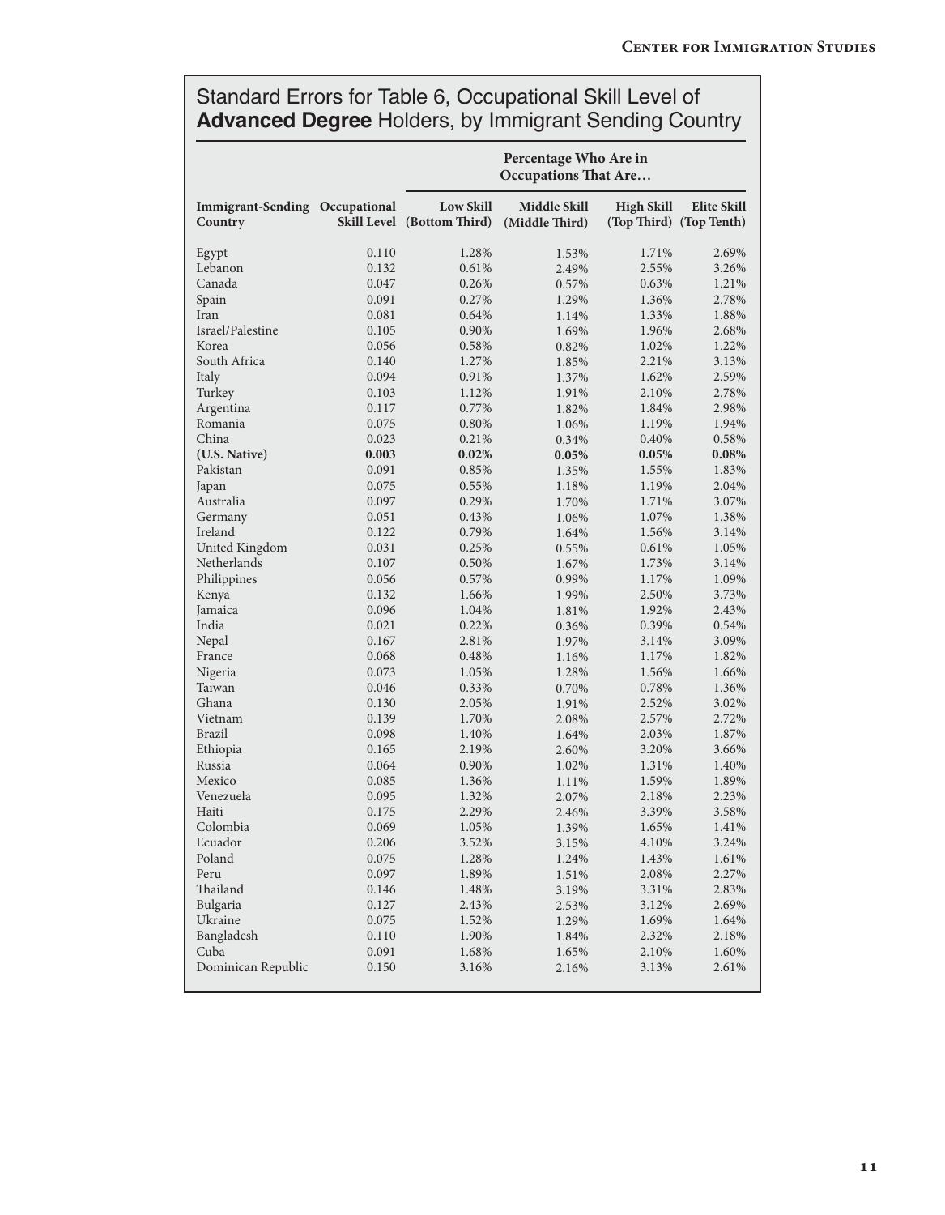## Standard Errors for Table 6, Occupational Skill Level of **Advanced Degree** Holders, by Immigrant Sending Country

| Immigrant-Sending Country | Occupational Skill Level | Percentage Who Are in Occupations That Are… Low Skill (Bottom Third) | Middle Skill (Middle Third) | High Skill (Top Third) | Elite Skill (Top Tenth) |
|---|---|---|---|---|---|
| Egypt | 0.110 | 1.28% | 1.53% | 1.71% | 2.69% |
| Lebanon | 0.132 | 0.61% | 2.49% | 2.55% | 3.26% |
| Canada | 0.047 | 0.26% | 0.57% | 0.63% | 1.21% |
| Spain | 0.091 | 0.27% | 1.29% | 1.36% | 2.78% |
| Iran | 0.081 | 0.64% | 1.14% | 1.33% | 1.88% |
| Israel/Palestine | 0.105 | 0.90% | 1.69% | 1.96% | 2.68% |
| Korea | 0.056 | 0.58% | 0.82% | 1.02% | 1.22% |
| South Africa | 0.140 | 1.27% | 1.85% | 2.21% | 3.13% |
| Italy | 0.094 | 0.91% | 1.37% | 1.62% | 2.59% |
| Turkey | 0.103 | 1.12% | 1.91% | 2.10% | 2.78% |
| Argentina | 0.117 | 0.77% | 1.82% | 1.84% | 2.98% |
| Romania | 0.075 | 0.80% | 1.06% | 1.19% | 1.94% |
| China | 0.023 | 0.21% | 0.34% | 0.40% | 0.58% |
| **(U.S. Native)** | **0.003** | **0.02%** | **0.05%** | **0.05%** | **0.08%** |
| Pakistan | 0.091 | 0.85% | 1.35% | 1.55% | 1.83% |
| Japan | 0.075 | 0.55% | 1.18% | 1.19% | 2.04% |
| Australia | 0.097 | 0.29% | 1.70% | 1.71% | 3.07% |
| Germany | 0.051 | 0.43% | 1.06% | 1.07% | 1.38% |
| Ireland | 0.122 | 0.79% | 1.64% | 1.56% | 3.14% |
| United Kingdom | 0.031 | 0.25% | 0.55% | 0.61% | 1.05% |
| Netherlands | 0.107 | 0.50% | 1.67% | 1.73% | 3.14% |
| Philippines | 0.056 | 0.57% | 0.99% | 1.17% | 1.09% |
| Kenya | 0.132 | 1.66% | 1.99% | 2.50% | 3.73% |
| Jamaica | 0.096 | 1.04% | 1.81% | 1.92% | 2.43% |
| India | 0.021 | 0.22% | 0.36% | 0.39% | 0.54% |
| Nepal | 0.167 | 2.81% | 1.97% | 3.14% | 3.09% |
| France | 0.068 | 0.48% | 1.16% | 1.17% | 1.82% |
| Nigeria | 0.073 | 1.05% | 1.28% | 1.56% | 1.66% |
| Taiwan | 0.046 | 0.33% | 0.70% | 0.78% | 1.36% |
| Ghana | 0.130 | 2.05% | 1.91% | 2.52% | 3.02% |
| Vietnam | 0.139 | 1.70% | 2.08% | 2.57% | 2.72% |
| Brazil | 0.098 | 1.40% | 1.64% | 2.03% | 1.87% |
| Ethiopia | 0.165 | 2.19% | 2.60% | 3.20% | 3.66% |
| Russia | 0.064 | 0.90% | 1.02% | 1.31% | 1.40% |
| Mexico | 0.085 | 1.36% | 1.11% | 1.59% | 1.89% |
| Venezuela | 0.095 | 1.32% | 2.07% | 2.18% | 2.23% |
| Haiti | 0.175 | 2.29% | 2.46% | 3.39% | 3.58% |
| Colombia | 0.069 | 1.05% | 1.39% | 1.65% | 1.41% |
| Ecuador | 0.206 | 3.52% | 3.15% | 4.10% | 3.24% |
| Poland | 0.075 | 1.28% | 1.24% | 1.43% | 1.61% |
| Peru | 0.097 | 1.89% | 1.51% | 2.08% | 2.27% |
| Thailand | 0.146 | 1.48% | 3.19% | 3.31% | 2.83% |
| Bulgaria | 0.127 | 2.43% | 2.53% | 3.12% | 2.69% |
| Ukraine | 0.075 | 1.52% | 1.29% | 1.69% | 1.64% |
| Bangladesh | 0.110 | 1.90% | 1.84% | 2.32% | 2.18% |
| Cuba | 0.091 | 1.68% | 1.65% | 2.10% | 1.60% |
| Dominican Republic | 0.150 | 3.16% | 2.16% | 3.13% | 2.61% |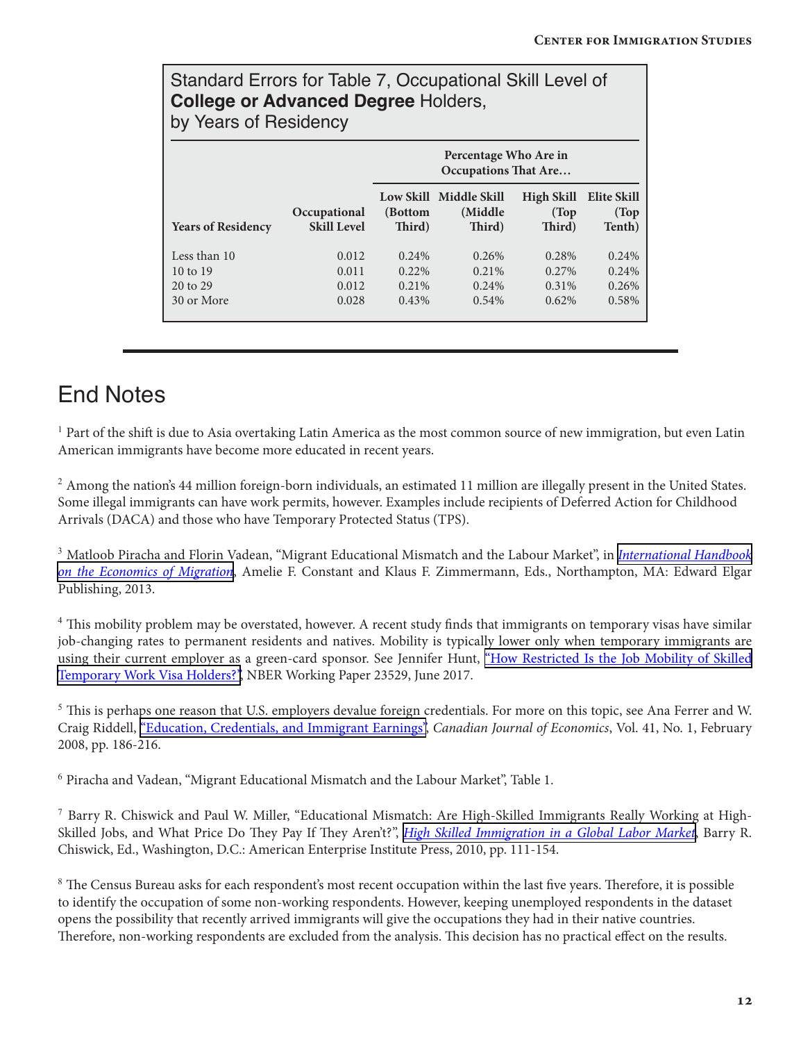**Standard Errors for Table 7, Occupational Skill Level of College or Advanced Degree Holders, by Years of Residency**

| Years of Residency | Occupational Skill Level | Percentage Who Are in Occupations That Are… Low Skill (Bottom Third) | Middle Skill (Middle Third) | High Skill (Top Third) | Elite Skill (Top Tenth) |
|---|---|---|---|---|---|
| Less than 10 | 0.012 | 0.24% | 0.26% | 0.28% | 0.24% |
| 10 to 19 | 0.011 | 0.22% | 0.21% | 0.27% | 0.24% |
| 20 to 29 | 0.012 | 0.21% | 0.24% | 0.31% | 0.26% |
| 30 or More | 0.028 | 0.43% | 0.54% | 0.62% | 0.58% |

# End Notes

[1] Part of the shift is due to Asia overtaking Latin America as the most common source of new immigration, but even Latin American immigrants have become more educated in recent years.

[2] Among the nation's 44 million foreign-born individuals, an estimated 11 million are illegally present in the United States. Some illegal immigrants can have work permits, however. Examples include recipients of Deferred Action for Childhood Arrivals (DACA) and those who have Temporary Protected Status (TPS).

[3] Matloob Piracha and Florin Vadean, "Migrant Educational Mismatch and the Labour Market", in *International Handbook on the Economics of Migration*, Amelie F. Constant and Klaus F. Zimmermann, Eds., Northampton, MA: Edward Elgar Publishing, 2013.

[4] This mobility problem may be overstated, however. A recent study finds that immigrants on temporary visas have similar job-changing rates to permanent residents and natives. Mobility is typically lower only when temporary immigrants are using their current employer as a green-card sponsor. See Jennifer Hunt, "How Restricted Is the Job Mobility of Skilled Temporary Work Visa Holders?", NBER Working Paper 23529, June 2017.

[5] This is perhaps one reason that U.S. employers devalue foreign credentials. For more on this topic, see Ana Ferrer and W. Craig Riddell, "Education, Credentials, and Immigrant Earnings", *Canadian Journal of Economics*, Vol. 41, No. 1, February 2008, pp. 186-216.

[6] Piracha and Vadean, "Migrant Educational Mismatch and the Labour Market", Table 1.

[7] Barry R. Chiswick and Paul W. Miller, "Educational Mismatch: Are High-Skilled Immigrants Really Working at High-Skilled Jobs, and What Price Do They Pay If They Aren't?", *High Skilled Immigration in a Global Labor Market*, Barry R. Chiswick, Ed., Washington, D.C.: American Enterprise Institute Press, 2010, pp. 111-154.

[8] The Census Bureau asks for each respondent's most recent occupation within the last five years. Therefore, it is possible to identify the occupation of some non-working respondents. However, keeping unemployed respondents in the dataset opens the possibility that recently arrived immigrants will give the occupations they had in their native countries. Therefore, non-working respondents are excluded from the analysis. This decision has no practical effect on the results.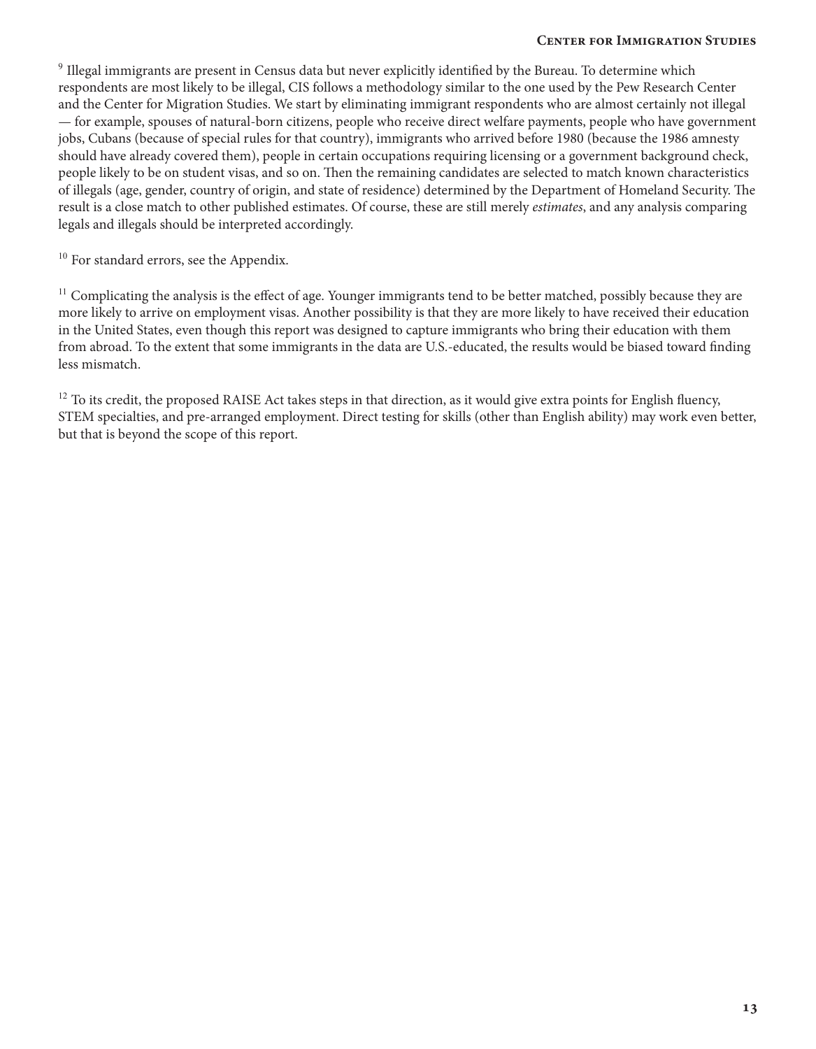[9] Illegal immigrants are present in Census data but never explicitly identified by the Bureau. To determine which respondents are most likely to be illegal, CIS follows a methodology similar to the one used by the Pew Research Center and the Center for Migration Studies. We start by eliminating immigrant respondents who are almost certainly not illegal — for example, spouses of natural-born citizens, people who receive direct welfare payments, people who have government jobs, Cubans (because of special rules for that country), immigrants who arrived before 1980 (because the 1986 amnesty should have already covered them), people in certain occupations requiring licensing or a government background check, people likely to be on student visas, and so on. Then the remaining candidates are selected to match known characteristics of illegals (age, gender, country of origin, and state of residence) determined by the Department of Homeland Security. The result is a close match to other published estimates. Of course, these are still merely *estimates*, and any analysis comparing legals and illegals should be interpreted accordingly.

[10] For standard errors, see the Appendix.

[11] Complicating the analysis is the effect of age. Younger immigrants tend to be better matched, possibly because they are more likely to arrive on employment visas. Another possibility is that they are more likely to have received their education in the United States, even though this report was designed to capture immigrants who bring their education with them from abroad. To the extent that some immigrants in the data are U.S.-educated, the results would be biased toward finding less mismatch.

[12] To its credit, the proposed RAISE Act takes steps in that direction, as it would give extra points for English fluency, STEM specialties, and pre-arranged employment. Direct testing for skills (other than English ability) may work even better, but that is beyond the scope of this report.